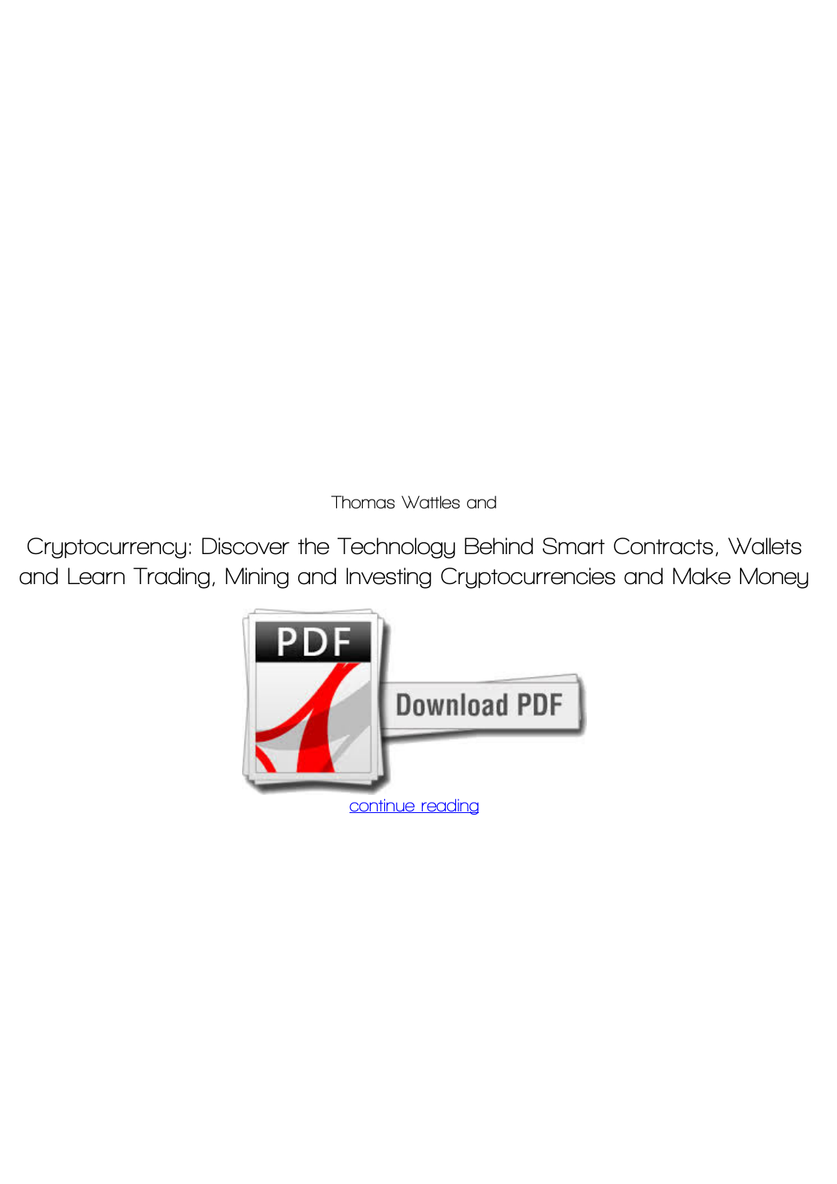Thomas Wattles and

# Cryptocurrency: Discover the Technology Behind Smart Contracts, Wallets and Learn Trading, Mining and Investing Cryptocurrencies and Make Money

continue reading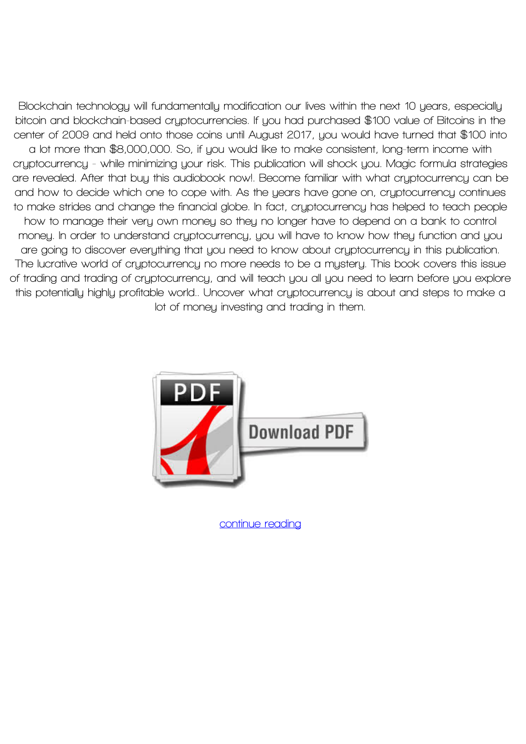Blockchain technology will fundamentally modification our lives within the next 10 years, especially bitcoin and blockchain-based cryptocurrencies. If you had purchased $100 value of Bitcoins in the center of 2009 and held onto those coins until August 2017, you would have turned that $100 into a lot more than $8,000,000. So, if you would like to make consistent, long-term income with cryptocurrency - while minimizing your risk. This publication will shock you. Magic formula strategies are revealed. After that buy this audiobook now!. Become familiar with what cryptocurrency can be and how to decide which one to cope with. As the years have gone on, cryptocurrency continues to make strides and change the financial globe. In fact, cryptocurrency has helped to teach people how to manage their very own money so they no longer have to depend on a bank to control money. In order to understand cryptocurrency, you will have to know how they function and you are going to discover everything that you need to know about cryptocurrency in this publication. The lucrative world of cryptocurrency no more needs to be a mystery. This book covers this issue of trading and trading of cryptocurrency, and will teach you all you need to learn before you explore this potentially highly profitable world.. Uncover what cryptocurrency is about and steps to make a lot of money investing and trading in them.

continue reading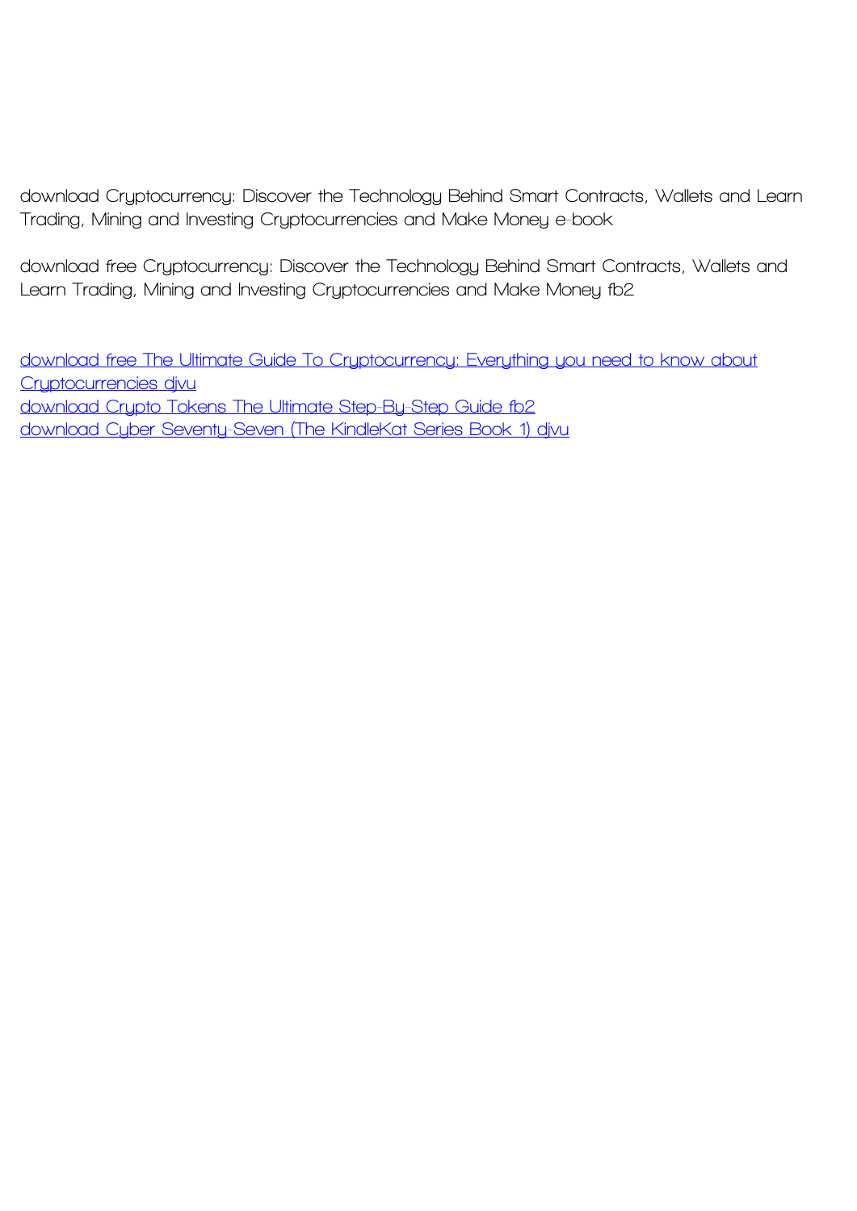download Cryptocurrency: Discover the Technology Behind Smart Contracts, Wallets and Learn Trading, Mining and Investing Cryptocurrencies and Make Money e-book

download free Cryptocurrency: Discover the Technology Behind Smart Contracts, Wallets and Learn Trading, Mining and Investing Cryptocurrencies and Make Money fb2

download free The Ultimate Guide To Cryptocurrency: Everything you need to know about Cryptocurrencies djvu
download Crypto Tokens The Ultimate Step-By-Step Guide fb2
download Cyber Seventy-Seven (The KindleKat Series Book 1) djvu